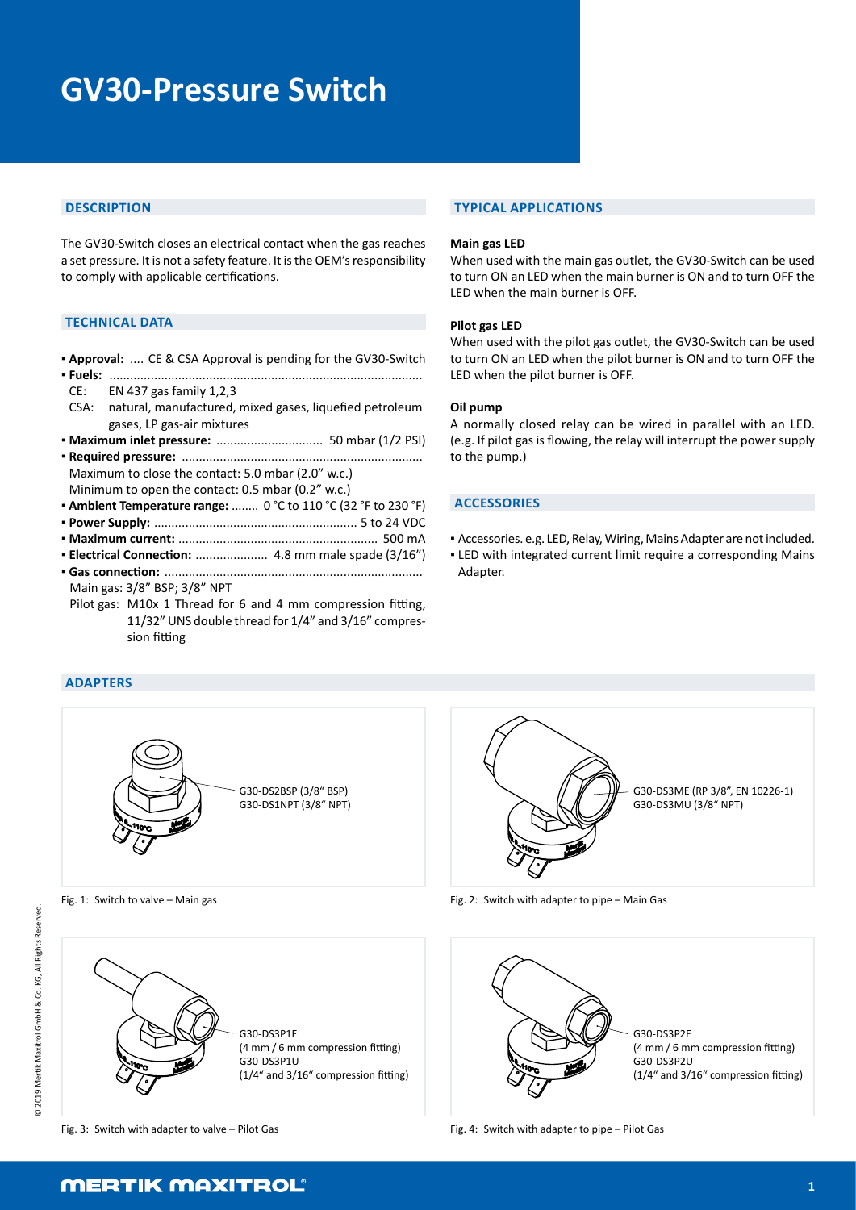# GV30-Pressure Switch

## DESCRIPTION

The GV30-Switch closes an electrical contact when the gas reaches a set pressure. It is not a safety feature. It is the OEM's responsibility to comply with applicable certifications.

## TECHNICAL DATA

- **Approval:** .... CE & CSA Approval is pending for the GV30-Switch
- **Fuels:** ..........................................................................................
  CE: EN 437 gas family 1,2,3
  CSA: natural, manufactured, mixed gases, liquefied petroleum gases, LP gas-air mixtures
- **Maximum inlet pressure:** ............................... 50 mbar (1/2 PSI)
- **Required pressure:** ......................................................................
  Maximum to close the contact: 5.0 mbar (2.0" w.c.)
  Minimum to open the contact: 0.5 mbar (0.2" w.c.)
- **Ambient Temperature range:** ........ 0 °C to 110 °C (32 °F to 230 °F)
- **Power Supply:** ........................................................... 5 to 24 VDC
- **Maximum current:** .......................................................... 500 mA
- **Electrical Connection:** ..................... 4.8 mm male spade (3/16")
- **Gas connection:** ...........................................................................
  Main gas: 3/8" BSP; 3/8" NPT
  Pilot gas: M10x 1 Thread for 6 and 4 mm compression fitting, 11/32" UNS double thread for 1/4" and 3/16" compression fitting

## TYPICAL APPLICATIONS

**Main gas LED**

When used with the main gas outlet, the GV30-Switch can be used to turn ON an LED when the main burner is ON and to turn OFF the LED when the main burner is OFF.

**Pilot gas LED**

When used with the pilot gas outlet, the GV30-Switch can be used to turn ON an LED when the pilot burner is ON and to turn OFF the LED when the pilot burner is OFF.

**Oil pump**

A normally closed relay can be wired in parallel with an LED. (e.g. If pilot gas is flowing, the relay will interrupt the power supply to the pump.)

## ACCESSORIES

- Accessories. e.g. LED, Relay, Wiring, Mains Adapter are not included.
- LED with integrated current limit require a corresponding Mains Adapter.

## ADAPTERS

G30-DS2BSP (3/8" BSP)
G30-DS1NPT (3/8" NPT)

Fig. 1: Switch to valve – Main gas

G30-DS3ME (RP 3/8", EN 10226-1)
G30-DS3MU (3/8" NPT)

Fig. 2: Switch with adapter to pipe – Main Gas

G30-DS3P1E
(4 mm / 6 mm compression fitting)
G30-DS3P1U
(1/4" and 3/16" compression fitting)

Fig. 3: Switch with adapter to valve – Pilot Gas

G30-DS3P2E
(4 mm / 6 mm compression fitting)
G30-DS3P2U
(1/4" and 3/16" compression fitting)

Fig. 4: Switch with adapter to pipe – Pilot Gas

© 2019 Mertik Maxitrol GmbH & Co. KG, All Rights Reserved.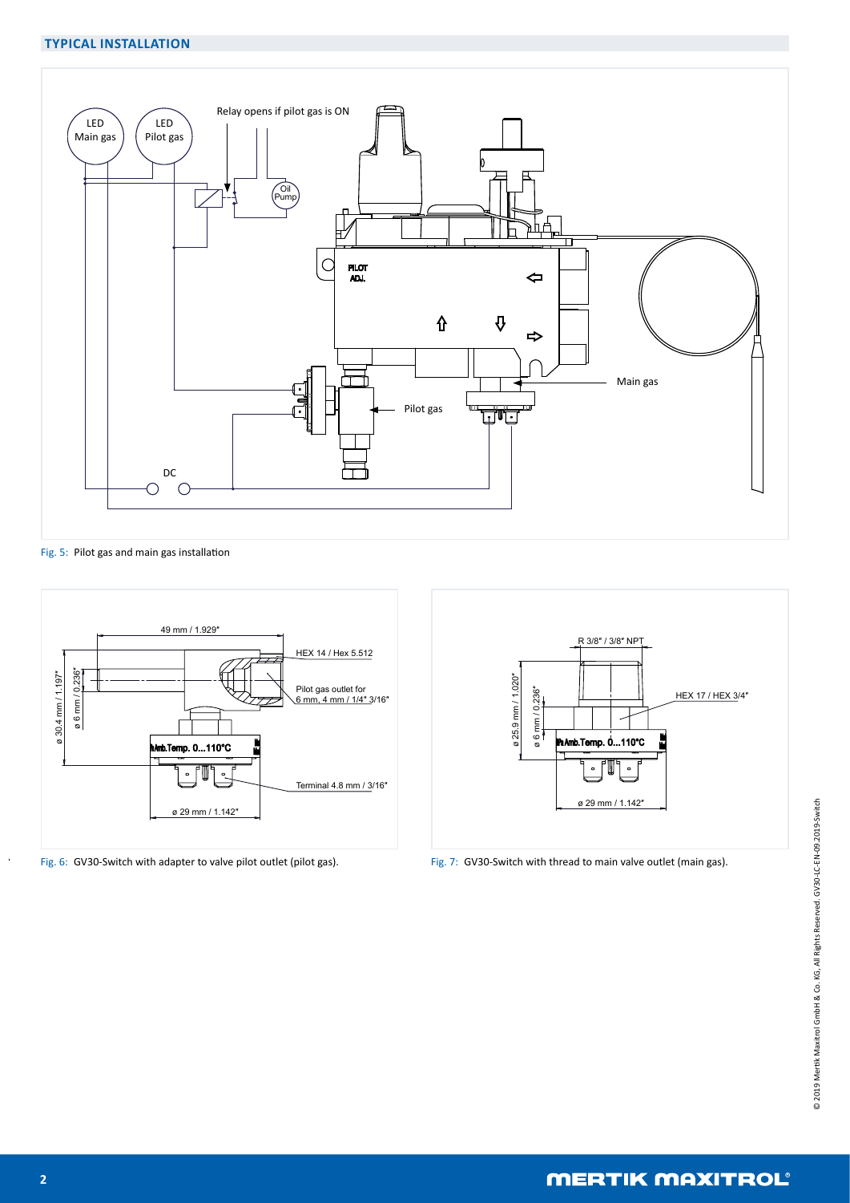## TYPICAL INSTALLATION

LED Main gas

LED Pilot gas

Relay opens if pilot gas is ON

Oil Pump

PILOT ADJ.

Main gas

Pilot gas

DC

Fig. 5: Pilot gas and main gas installation

49 mm / 1.929"

HEX 14 / Hex 5.512

Pilot gas outlet for 6 mm, 4 mm / 1/4" 3/16"

ø 30.4 mm / 1.197"

ø 6 mm / 0.236"

Amb.Temp. 0...110°C

Terminal 4.8 mm / 3/16"

ø 29 mm / 1.142"

Fig. 6: GV30-Switch with adapter to valve pilot outlet (pilot gas).

R 3/8" / 3/8" NPT

HEX 17 / HEX 3/4"

ø 25.9 mm / 1.020"

ø 6 mm / 0.236"

Amb.Temp. 0...110°C

ø 29 mm / 1.142"

Fig. 7: GV30-Switch with thread to main valve outlet (main gas).

© 2019 Mertik Maxitrol GmbH & Co. KG, All Rights Reserved. GV30-LC-EN-09.2019-Switch